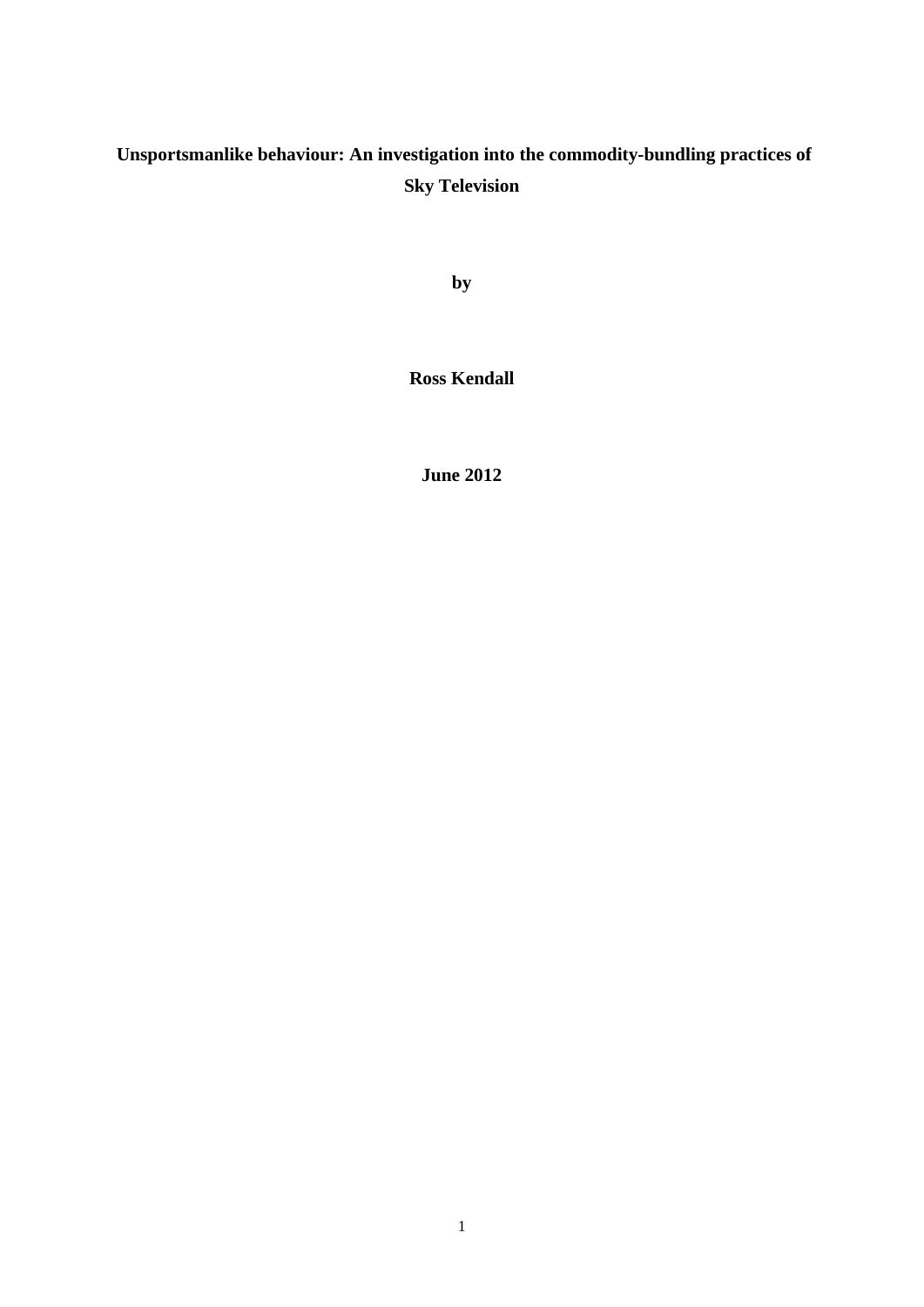# Unsportsmanlike behaviour: An investigation into the commodity-bundling practices of Sky Television

**by**

**Ross Kendall**

**June 2012**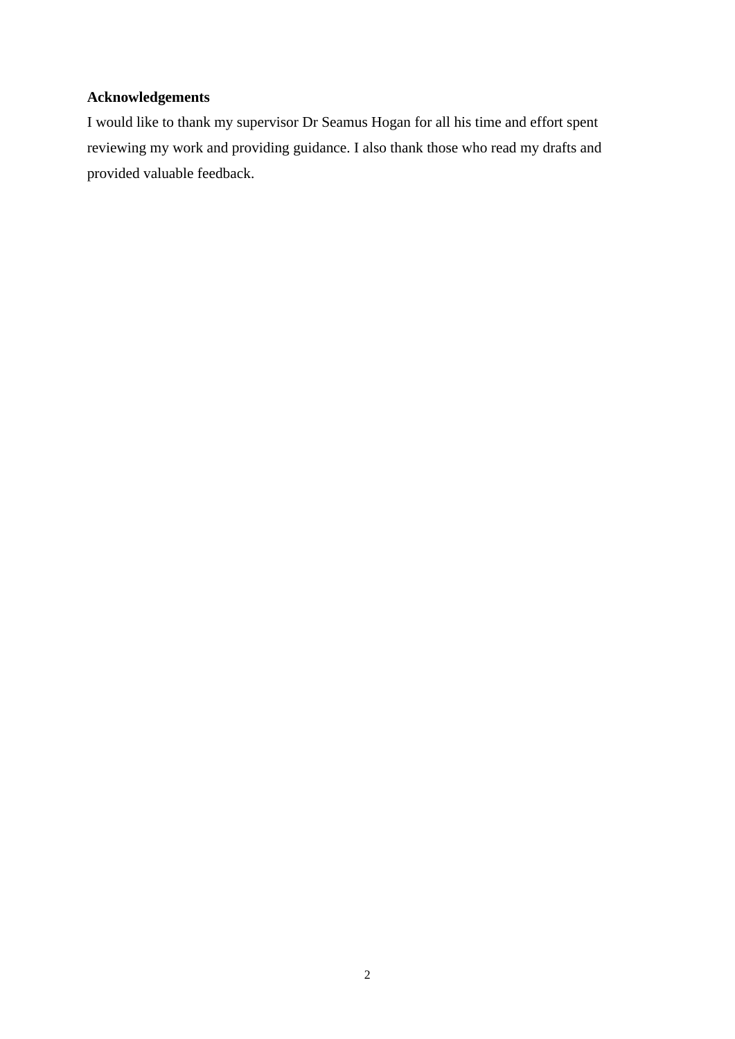**Acknowledgements**

I would like to thank my supervisor Dr Seamus Hogan for all his time and effort spent reviewing my work and providing guidance. I also thank those who read my drafts and provided valuable feedback.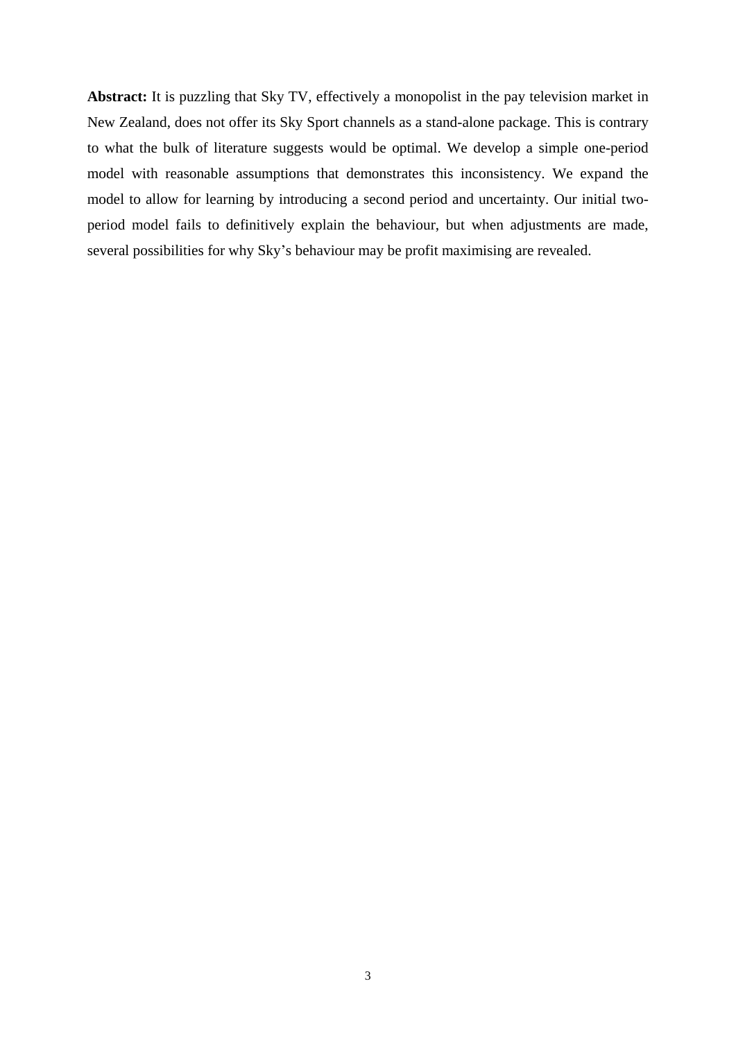**Abstract:** It is puzzling that Sky TV, effectively a monopolist in the pay television market in New Zealand, does not offer its Sky Sport channels as a stand-alone package. This is contrary to what the bulk of literature suggests would be optimal. We develop a simple one-period model with reasonable assumptions that demonstrates this inconsistency. We expand the model to allow for learning by introducing a second period and uncertainty. Our initial two-period model fails to definitively explain the behaviour, but when adjustments are made, several possibilities for why Sky's behaviour may be profit maximising are revealed.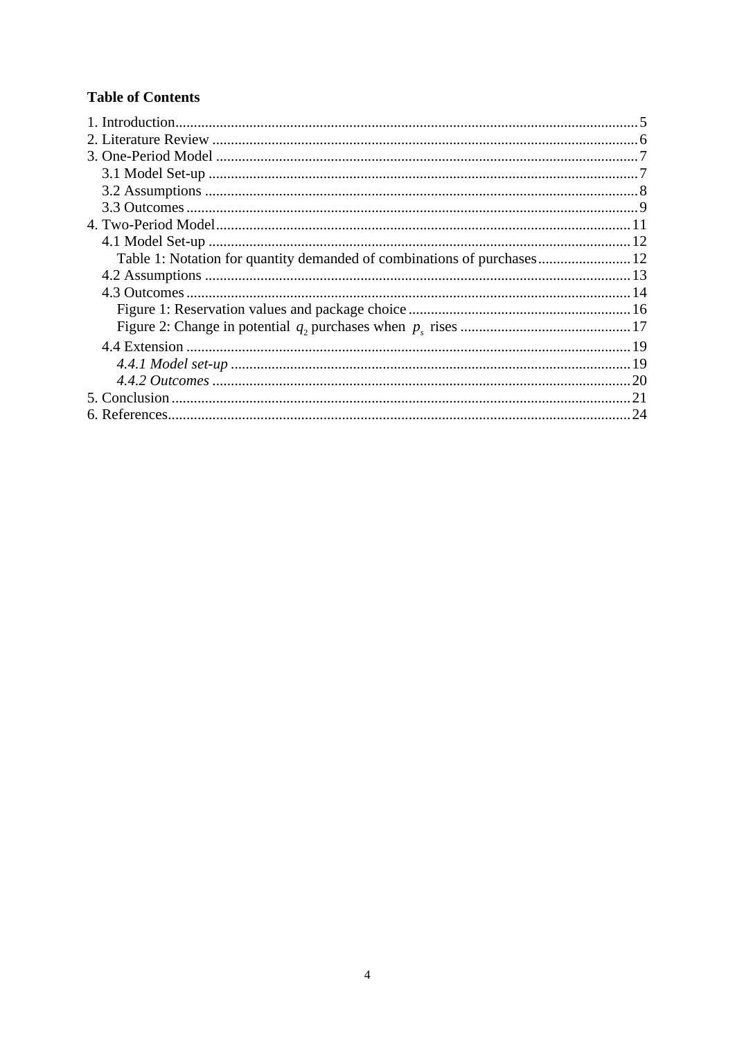**Table of Contents**

1. Introduction ............................................................ 5
2. Literature Review ............................................................ 6
3. One-Period Model ............................................................ 7
   - 3.1 Model Set-up ............................................................ 7
   - 3.2 Assumptions ............................................................ 8
   - 3.3 Outcomes ............................................................ 9
4. Two-Period Model ............................................................ 11
   - 4.1 Model Set-up ............................................................ 12
     - Table 1: Notation for quantity demanded of combinations of purchases ............ 12
   - 4.2 Assumptions ............................................................ 13
   - 4.3 Outcomes ............................................................ 14
     - Figure 1: Reservation values and package choice ............................ 16
     - Figure 2: Change in potential $q_2$ purchases when $p_s$ rises ............ 17
   - 4.4 Extension ............................................................ 19
     - *4.4.1 Model set-up* ............................................................ 19
     - *4.4.2 Outcomes* ............................................................ 20
5. Conclusion ............................................................ 21
6. References ............................................................ 24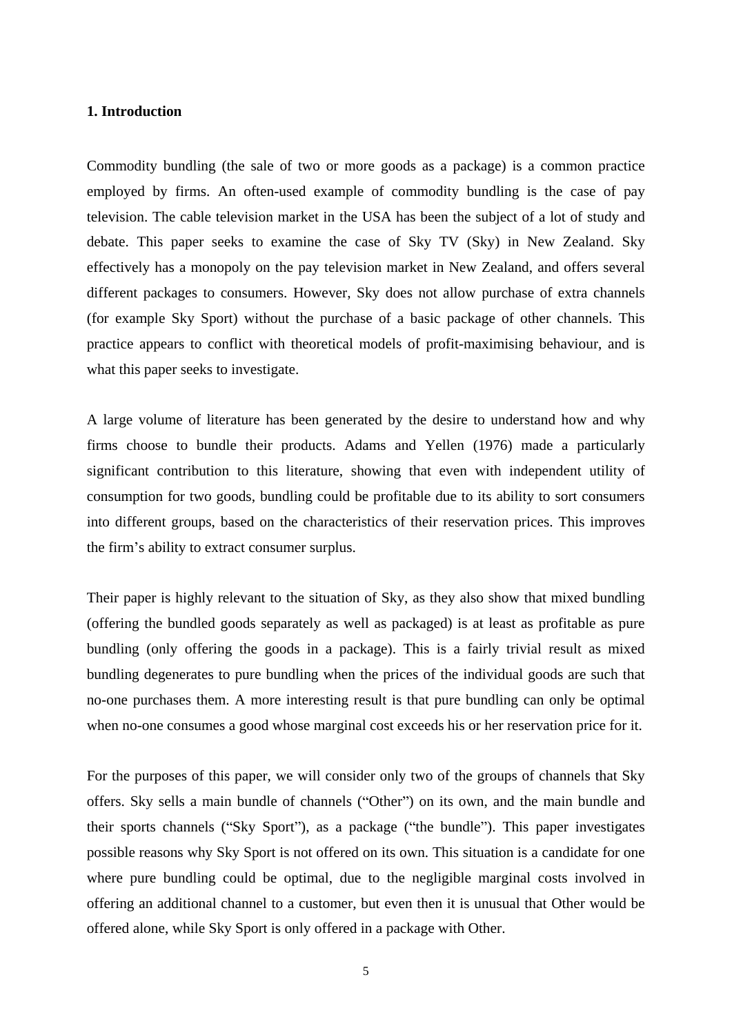## 1. Introduction

Commodity bundling (the sale of two or more goods as a package) is a common practice employed by firms. An often-used example of commodity bundling is the case of pay television. The cable television market in the USA has been the subject of a lot of study and debate. This paper seeks to examine the case of Sky TV (Sky) in New Zealand. Sky effectively has a monopoly on the pay television market in New Zealand, and offers several different packages to consumers. However, Sky does not allow purchase of extra channels (for example Sky Sport) without the purchase of a basic package of other channels. This practice appears to conflict with theoretical models of profit-maximising behaviour, and is what this paper seeks to investigate.

A large volume of literature has been generated by the desire to understand how and why firms choose to bundle their products. Adams and Yellen (1976) made a particularly significant contribution to this literature, showing that even with independent utility of consumption for two goods, bundling could be profitable due to its ability to sort consumers into different groups, based on the characteristics of their reservation prices. This improves the firm's ability to extract consumer surplus.

Their paper is highly relevant to the situation of Sky, as they also show that mixed bundling (offering the bundled goods separately as well as packaged) is at least as profitable as pure bundling (only offering the goods in a package). This is a fairly trivial result as mixed bundling degenerates to pure bundling when the prices of the individual goods are such that no-one purchases them. A more interesting result is that pure bundling can only be optimal when no-one consumes a good whose marginal cost exceeds his or her reservation price for it.

For the purposes of this paper, we will consider only two of the groups of channels that Sky offers. Sky sells a main bundle of channels ("Other") on its own, and the main bundle and their sports channels ("Sky Sport"), as a package ("the bundle"). This paper investigates possible reasons why Sky Sport is not offered on its own. This situation is a candidate for one where pure bundling could be optimal, due to the negligible marginal costs involved in offering an additional channel to a customer, but even then it is unusual that Other would be offered alone, while Sky Sport is only offered in a package with Other.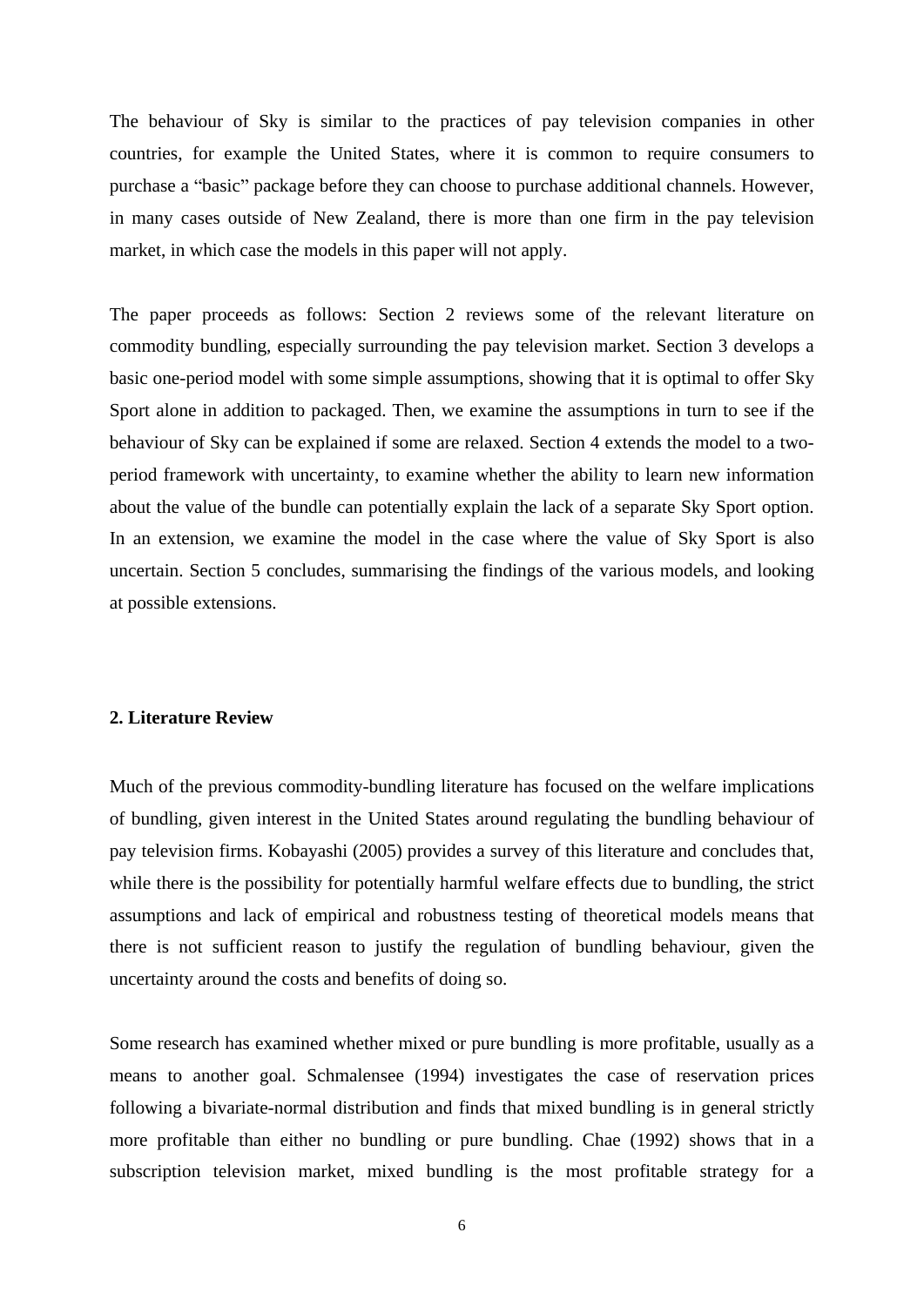The behaviour of Sky is similar to the practices of pay television companies in other countries, for example the United States, where it is common to require consumers to purchase a "basic" package before they can choose to purchase additional channels. However, in many cases outside of New Zealand, there is more than one firm in the pay television market, in which case the models in this paper will not apply.

The paper proceeds as follows: Section 2 reviews some of the relevant literature on commodity bundling, especially surrounding the pay television market. Section 3 develops a basic one-period model with some simple assumptions, showing that it is optimal to offer Sky Sport alone in addition to packaged. Then, we examine the assumptions in turn to see if the behaviour of Sky can be explained if some are relaxed. Section 4 extends the model to a two-period framework with uncertainty, to examine whether the ability to learn new information about the value of the bundle can potentially explain the lack of a separate Sky Sport option. In an extension, we examine the model in the case where the value of Sky Sport is also uncertain. Section 5 concludes, summarising the findings of the various models, and looking at possible extensions.

## 2. Literature Review

Much of the previous commodity-bundling literature has focused on the welfare implications of bundling, given interest in the United States around regulating the bundling behaviour of pay television firms. Kobayashi (2005) provides a survey of this literature and concludes that, while there is the possibility for potentially harmful welfare effects due to bundling, the strict assumptions and lack of empirical and robustness testing of theoretical models means that there is not sufficient reason to justify the regulation of bundling behaviour, given the uncertainty around the costs and benefits of doing so.

Some research has examined whether mixed or pure bundling is more profitable, usually as a means to another goal. Schmalensee (1994) investigates the case of reservation prices following a bivariate-normal distribution and finds that mixed bundling is in general strictly more profitable than either no bundling or pure bundling. Chae (1992) shows that in a subscription television market, mixed bundling is the most profitable strategy for a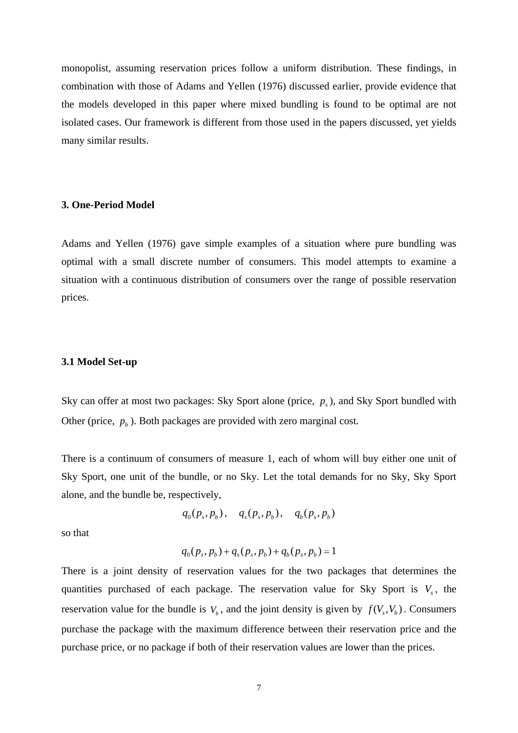monopolist, assuming reservation prices follow a uniform distribution. These findings, in combination with those of Adams and Yellen (1976) discussed earlier, provide evidence that the models developed in this paper where mixed bundling is found to be optimal are not isolated cases. Our framework is different from those used in the papers discussed, yet yields many similar results.

## 3. One-Period Model

Adams and Yellen (1976) gave simple examples of a situation where pure bundling was optimal with a small discrete number of consumers. This model attempts to examine a situation with a continuous distribution of consumers over the range of possible reservation prices.

### 3.1 Model Set-up

Sky can offer at most two packages: Sky Sport alone (price, $p_s$), and Sky Sport bundled with Other (price, $p_b$). Both packages are provided with zero marginal cost.

There is a continuum of consumers of measure 1, each of whom will buy either one unit of Sky Sport, one unit of the bundle, or no Sky. Let the total demands for no Sky, Sky Sport alone, and the bundle be, respectively,

$$q_0(p_s, p_b), \quad q_s(p_s, p_b), \quad q_b(p_s, p_b)$$

so that

$$q_0(p_s, p_b) + q_s(p_s, p_b) + q_b(p_s, p_b) = 1$$

There is a joint density of reservation values for the two packages that determines the quantities purchased of each package. The reservation value for Sky Sport is $V_s$, the reservation value for the bundle is $V_b$, and the joint density is given by $f(V_s, V_b)$. Consumers purchase the package with the maximum difference between their reservation price and the purchase price, or no package if both of their reservation values are lower than the prices.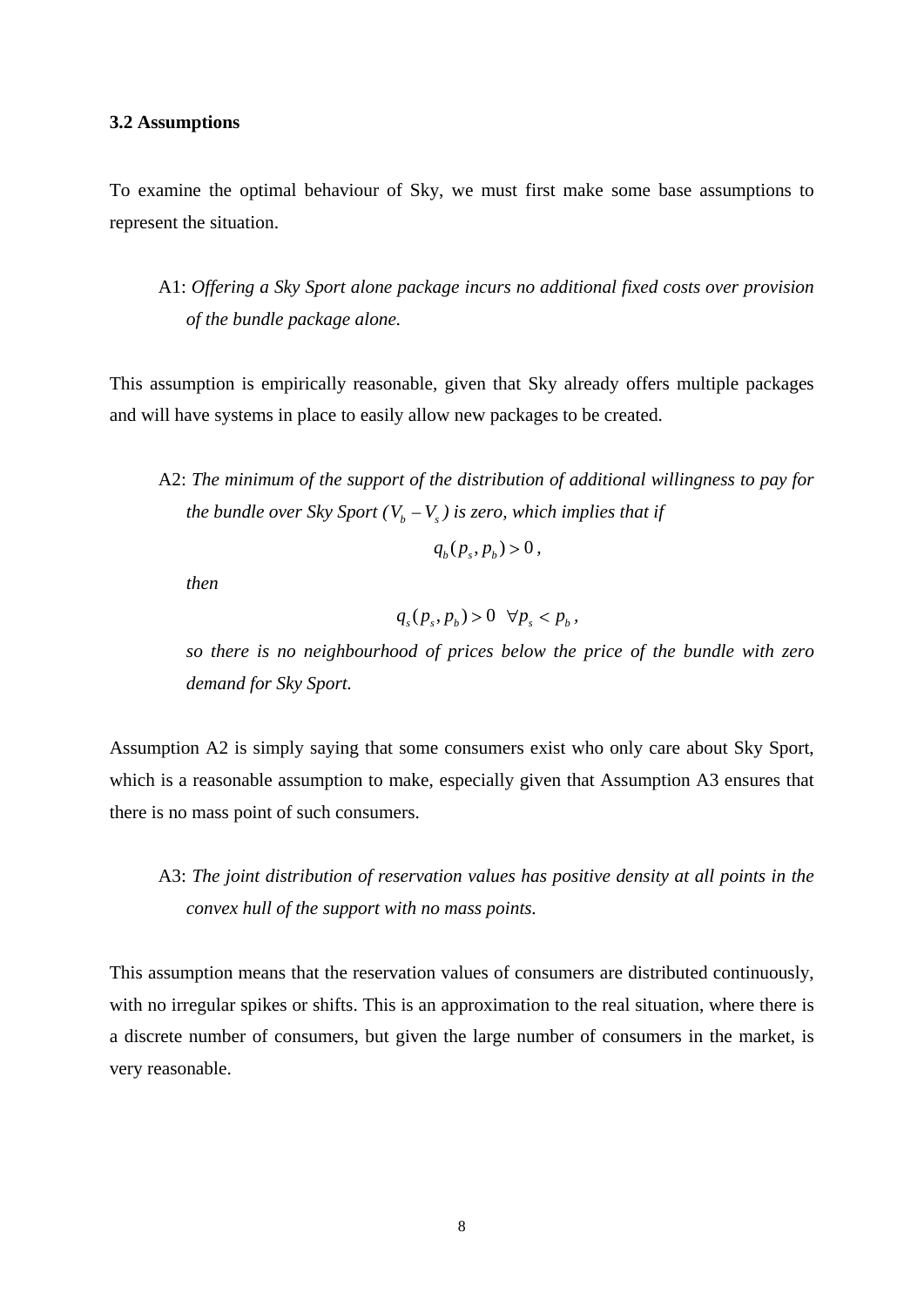### 3.2 Assumptions

To examine the optimal behaviour of Sky, we must first make some base assumptions to represent the situation.

> A1: *Offering a Sky Sport alone package incurs no additional fixed costs over provision of the bundle package alone.*

This assumption is empirically reasonable, given that Sky already offers multiple packages and will have systems in place to easily allow new packages to be created.

> A2: *The minimum of the support of the distribution of additional willingness to pay for the bundle over Sky Sport ($V_b - V_s$) is zero, which implies that if*
>
> $$q_b(p_s, p_b) > 0,$$
>
> *then*
>
> $$q_s(p_s, p_b) > 0 \quad \forall p_s < p_b,$$
>
> *so there is no neighbourhood of prices below the price of the bundle with zero demand for Sky Sport.*

Assumption A2 is simply saying that some consumers exist who only care about Sky Sport, which is a reasonable assumption to make, especially given that Assumption A3 ensures that there is no mass point of such consumers.

> A3: *The joint distribution of reservation values has positive density at all points in the convex hull of the support with no mass points.*

This assumption means that the reservation values of consumers are distributed continuously, with no irregular spikes or shifts. This is an approximation to the real situation, where there is a discrete number of consumers, but given the large number of consumers in the market, is very reasonable.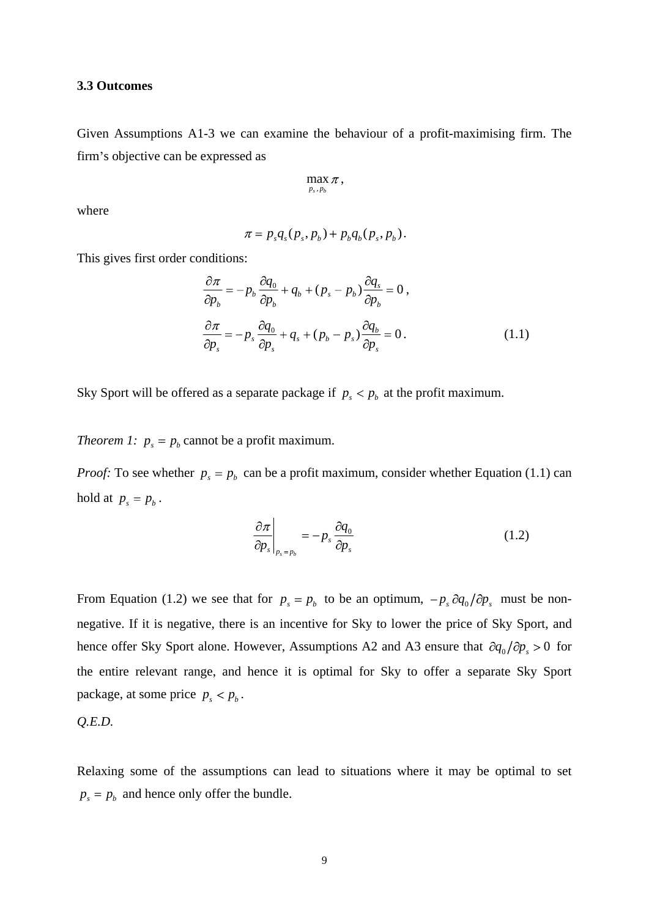### 3.3 Outcomes

Given Assumptions A1-3 we can examine the behaviour of a profit-maximising firm. The firm's objective can be expressed as

$$\max_{p_s, p_b} \pi ,$$

where

$$\pi = p_s q_s(p_s, p_b) + p_b q_b(p_s, p_b).$$

This gives first order conditions:

$$\frac{\partial \pi}{\partial p_b} = -p_b \frac{\partial q_0}{\partial p_b} + q_b + (p_s - p_b)\frac{\partial q_s}{\partial p_b} = 0 ,$$

$$\frac{\partial \pi}{\partial p_s} = -p_s \frac{\partial q_0}{\partial p_s} + q_s + (p_b - p_s)\frac{\partial q_b}{\partial p_s} = 0 . \tag{1.1}$$

Sky Sport will be offered as a separate package if $p_s < p_b$ at the profit maximum.

*Theorem 1:* $p_s = p_b$ cannot be a profit maximum.

*Proof:* To see whether $p_s = p_b$ can be a profit maximum, consider whether Equation (1.1) can hold at $p_s = p_b$.

$$\left.\frac{\partial \pi}{\partial p_s}\right|_{p_s = p_b} = -p_s \frac{\partial q_0}{\partial p_s} \tag{1.2}$$

From Equation (1.2) we see that for $p_s = p_b$ to be an optimum, $-p_s \, \partial q_0 / \partial p_s$ must be non-negative. If it is negative, there is an incentive for Sky to lower the price of Sky Sport, and hence offer Sky Sport alone. However, Assumptions A2 and A3 ensure that $\partial q_0 / \partial p_s > 0$ for the entire relevant range, and hence it is optimal for Sky to offer a separate Sky Sport package, at some price $p_s < p_b$.

*Q.E.D.*

Relaxing some of the assumptions can lead to situations where it may be optimal to set $p_s = p_b$ and hence only offer the bundle.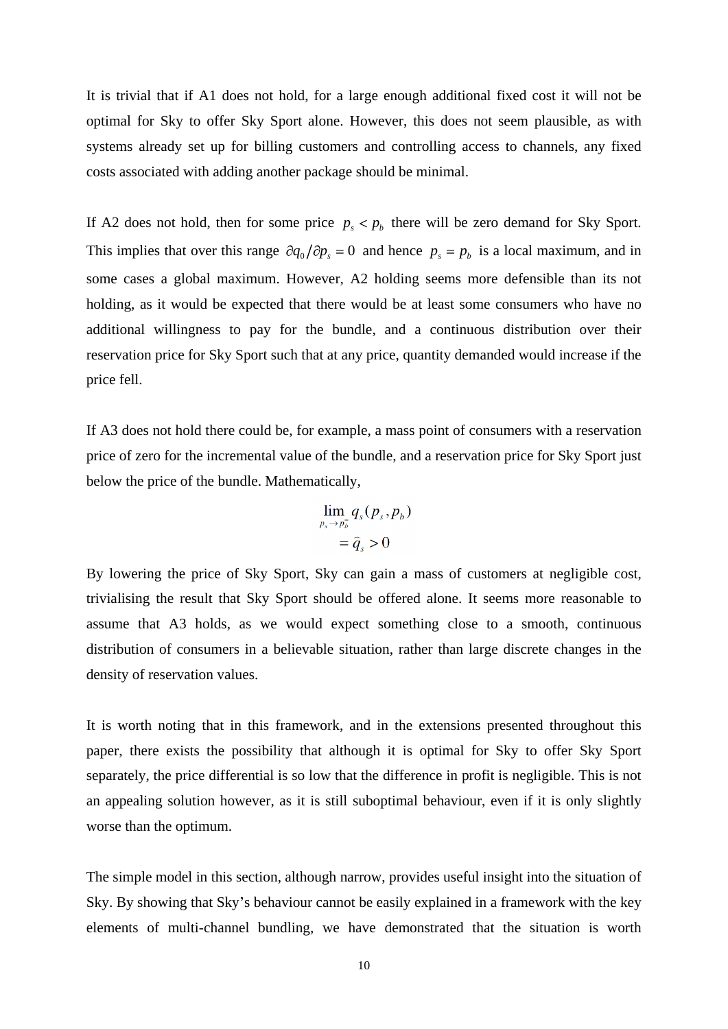It is trivial that if A1 does not hold, for a large enough additional fixed cost it will not be optimal for Sky to offer Sky Sport alone. However, this does not seem plausible, as with systems already set up for billing customers and controlling access to channels, any fixed costs associated with adding another package should be minimal.

If A2 does not hold, then for some price $p_s < p_b$ there will be zero demand for Sky Sport. This implies that over this range $\partial q_0 / \partial p_s = 0$ and hence $p_s = p_b$ is a local maximum, and in some cases a global maximum. However, A2 holding seems more defensible than its not holding, as it would be expected that there would be at least some consumers who have no additional willingness to pay for the bundle, and a continuous distribution over their reservation price for Sky Sport such that at any price, quantity demanded would increase if the price fell.

If A3 does not hold there could be, for example, a mass point of consumers with a reservation price of zero for the incremental value of the bundle, and a reservation price for Sky Sport just below the price of the bundle. Mathematically,

$$\lim_{p_s \to p_b^-} q_s(p_s, p_b) = \bar{q}_s > 0$$

By lowering the price of Sky Sport, Sky can gain a mass of customers at negligible cost, trivialising the result that Sky Sport should be offered alone. It seems more reasonable to assume that A3 holds, as we would expect something close to a smooth, continuous distribution of consumers in a believable situation, rather than large discrete changes in the density of reservation values.

It is worth noting that in this framework, and in the extensions presented throughout this paper, there exists the possibility that although it is optimal for Sky to offer Sky Sport separately, the price differential is so low that the difference in profit is negligible. This is not an appealing solution however, as it is still suboptimal behaviour, even if it is only slightly worse than the optimum.

The simple model in this section, although narrow, provides useful insight into the situation of Sky. By showing that Sky's behaviour cannot be easily explained in a framework with the key elements of multi-channel bundling, we have demonstrated that the situation is worth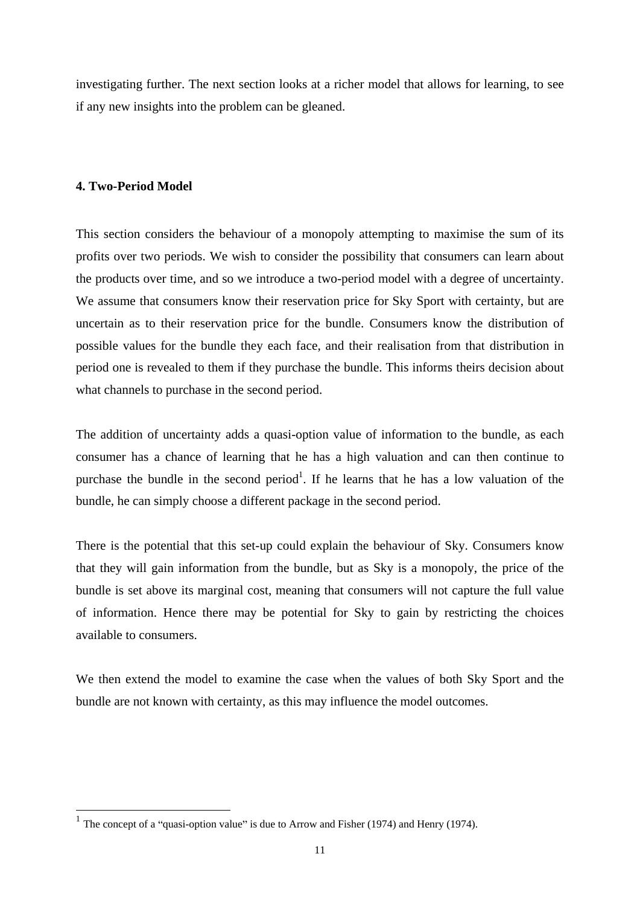investigating further. The next section looks at a richer model that allows for learning, to see if any new insights into the problem can be gleaned.

## 4. Two-Period Model

This section considers the behaviour of a monopoly attempting to maximise the sum of its profits over two periods. We wish to consider the possibility that consumers can learn about the products over time, and so we introduce a two-period model with a degree of uncertainty. We assume that consumers know their reservation price for Sky Sport with certainty, but are uncertain as to their reservation price for the bundle. Consumers know the distribution of possible values for the bundle they each face, and their realisation from that distribution in period one is revealed to them if they purchase the bundle. This informs theirs decision about what channels to purchase in the second period.

The addition of uncertainty adds a quasi-option value of information to the bundle, as each consumer has a chance of learning that he has a high valuation and can then continue to purchase the bundle in the second period[1]. If he learns that he has a low valuation of the bundle, he can simply choose a different package in the second period.

There is the potential that this set-up could explain the behaviour of Sky. Consumers know that they will gain information from the bundle, but as Sky is a monopoly, the price of the bundle is set above its marginal cost, meaning that consumers will not capture the full value of information. Hence there may be potential for Sky to gain by restricting the choices available to consumers.

We then extend the model to examine the case when the values of both Sky Sport and the bundle are not known with certainty, as this may influence the model outcomes.

[1] The concept of a "quasi-option value" is due to Arrow and Fisher (1974) and Henry (1974).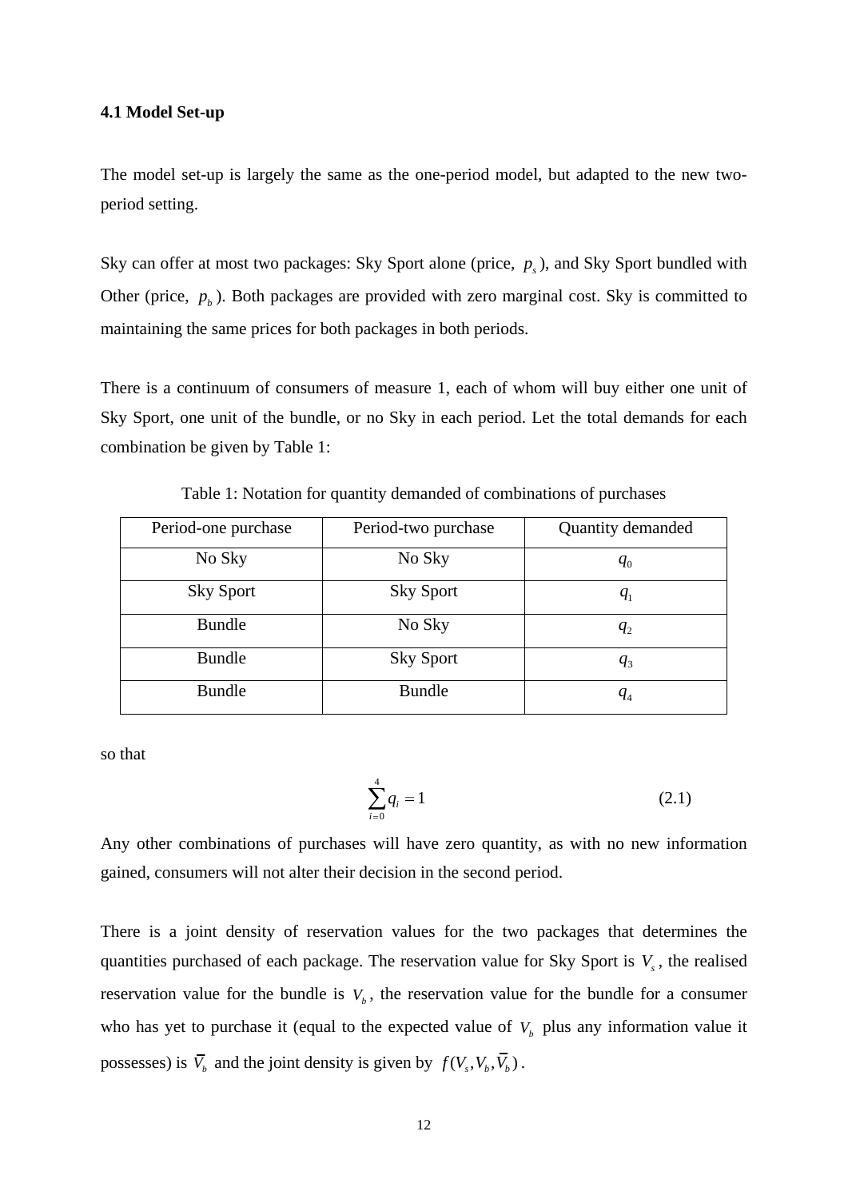### 4.1 Model Set-up

The model set-up is largely the same as the one-period model, but adapted to the new two-period setting.

Sky can offer at most two packages: Sky Sport alone (price, $p_s$), and Sky Sport bundled with Other (price, $p_b$). Both packages are provided with zero marginal cost. Sky is committed to maintaining the same prices for both packages in both periods.

There is a continuum of consumers of measure 1, each of whom will buy either one unit of Sky Sport, one unit of the bundle, or no Sky in each period. Let the total demands for each combination be given by Table 1:

Table 1: Notation for quantity demanded of combinations of purchases

| Period-one purchase | Period-two purchase | Quantity demanded |
|---|---|---|
| No Sky | No Sky | $q_0$ |
| Sky Sport | Sky Sport | $q_1$ |
| Bundle | No Sky | $q_2$ |
| Bundle | Sky Sport | $q_3$ |
| Bundle | Bundle | $q_4$ |

so that

$$\sum_{i=0}^{4} q_i = 1 \tag{2.1}$$

Any other combinations of purchases will have zero quantity, as with no new information gained, consumers will not alter their decision in the second period.

There is a joint density of reservation values for the two packages that determines the quantities purchased of each package. The reservation value for Sky Sport is $V_s$, the realised reservation value for the bundle is $V_b$, the reservation value for the bundle for a consumer who has yet to purchase it (equal to the expected value of $V_b$ plus any information value it possesses) is $\overline{V}_b$ and the joint density is given by $f(V_s, V_b, \overline{V}_b)$.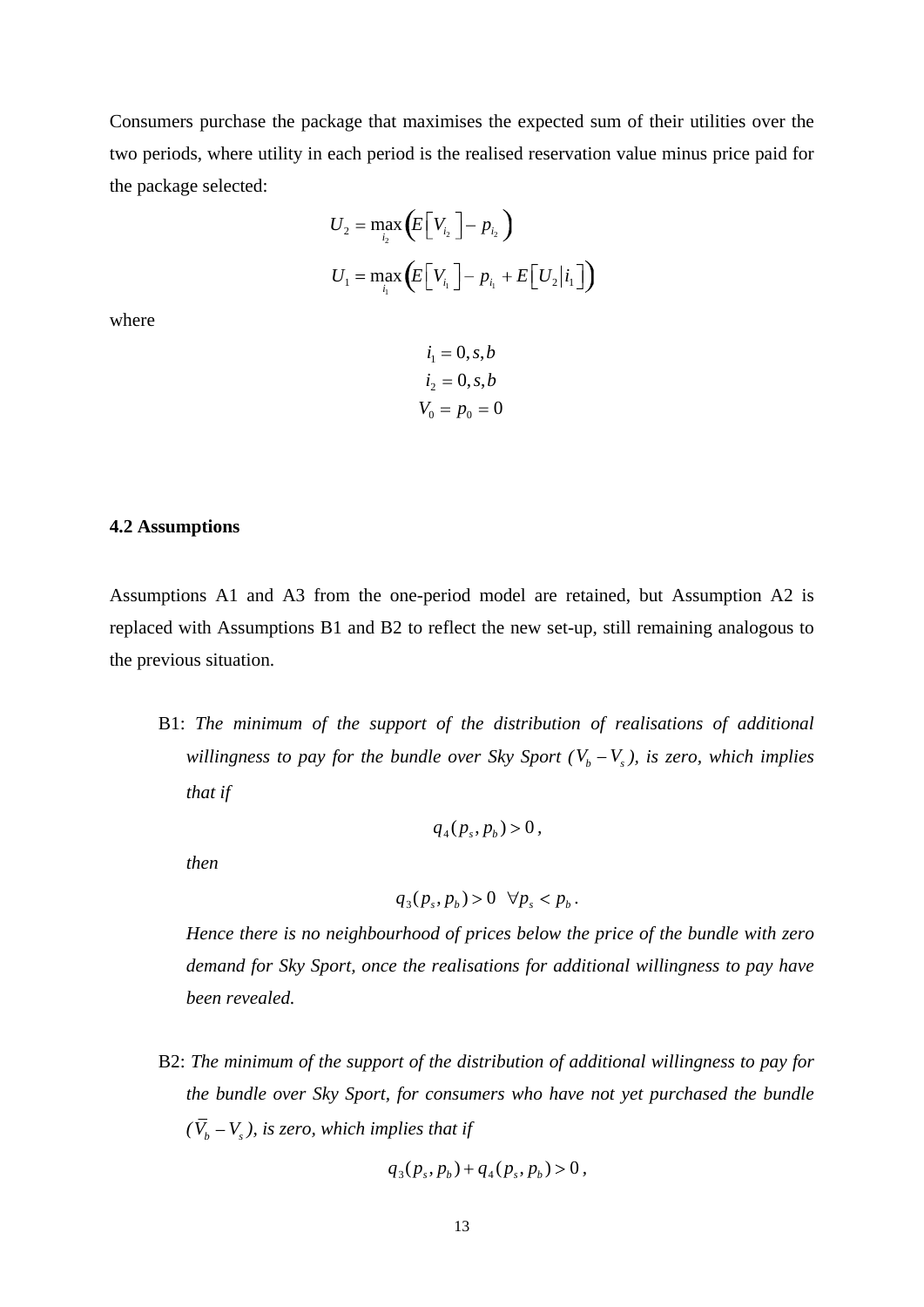Consumers purchase the package that maximises the expected sum of their utilities over the two periods, where utility in each period is the realised reservation value minus price paid for the package selected:

$$U_2 = \max_{i_2}\left(E\left[V_{i_2}\right] - p_{i_2}\right)$$

$$U_1 = \max_{i_1}\left(E\left[V_{i_1}\right] - p_{i_1} + E\left[U_2 \middle| i_1\right]\right)$$

where

$$i_1 = 0, s, b$$
$$i_2 = 0, s, b$$
$$V_0 = p_0 = 0$$

### 4.2 Assumptions

Assumptions A1 and A3 from the one-period model are retained, but Assumption A2 is replaced with Assumptions B1 and B2 to reflect the new set-up, still remaining analogous to the previous situation.

B1: *The minimum of the support of the distribution of realisations of additional willingness to pay for the bundle over Sky Sport ($V_b - V_s$), is zero, which implies that if*

$$q_4(p_s, p_b) > 0,$$

*then*

$$q_3(p_s, p_b) > 0 \quad \forall p_s < p_b.$$

*Hence there is no neighbourhood of prices below the price of the bundle with zero demand for Sky Sport, once the realisations for additional willingness to pay have been revealed.*

B2: *The minimum of the support of the distribution of additional willingness to pay for the bundle over Sky Sport, for consumers who have not yet purchased the bundle ($\overline{V}_b - V_s$), is zero, which implies that if*

$$q_3(p_s, p_b) + q_4(p_s, p_b) > 0,$$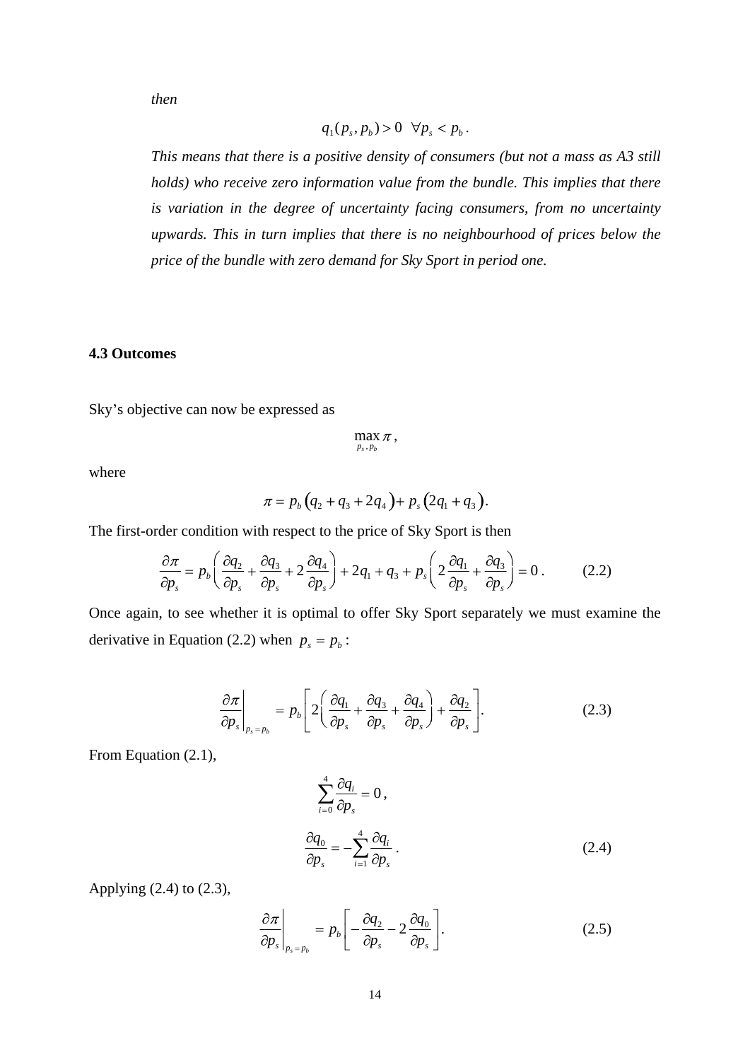*then*

$$q_1(p_s, p_b) > 0 \;\; \forall p_s < p_b .$$

*This means that there is a positive density of consumers (but not a mass as A3 still holds) who receive zero information value from the bundle. This implies that there is variation in the degree of uncertainty facing consumers, from no uncertainty upwards. This in turn implies that there is no neighbourhood of prices below the price of the bundle with zero demand for Sky Sport in period one.*

### 4.3 Outcomes

Sky's objective can now be expressed as

$$\max_{p_s, p_b} \pi ,$$

where

$$\pi = p_b\left(q_2 + q_3 + 2q_4\right) + p_s\left(2q_1 + q_3\right).$$

The first-order condition with respect to the price of Sky Sport is then

$$\frac{\partial \pi}{\partial p_s} = p_b\left(\frac{\partial q_2}{\partial p_s} + \frac{\partial q_3}{\partial p_s} + 2\frac{\partial q_4}{\partial p_s}\right) + 2q_1 + q_3 + p_s\left(2\frac{\partial q_1}{\partial p_s} + \frac{\partial q_3}{\partial p_s}\right) = 0 . \tag{2.2}$$

Once again, to see whether it is optimal to offer Sky Sport separately we must examine the derivative in Equation (2.2) when $p_s = p_b$:

$$\left.\frac{\partial \pi}{\partial p_s}\right|_{p_s = p_b} = p_b\left[2\left(\frac{\partial q_1}{\partial p_s} + \frac{\partial q_3}{\partial p_s} + \frac{\partial q_4}{\partial p_s}\right) + \frac{\partial q_2}{\partial p_s}\right]. \tag{2.3}$$

From Equation (2.1),

$$\sum_{i=0}^{4} \frac{\partial q_i}{\partial p_s} = 0 ,$$

$$\frac{\partial q_0}{\partial p_s} = -\sum_{i=1}^{4} \frac{\partial q_i}{\partial p_s} . \tag{2.4}$$

Applying (2.4) to (2.3),

$$\left.\frac{\partial \pi}{\partial p_s}\right|_{p_s = p_b} = p_b\left[-\frac{\partial q_2}{\partial p_s} - 2\frac{\partial q_0}{\partial p_s}\right]. \tag{2.5}$$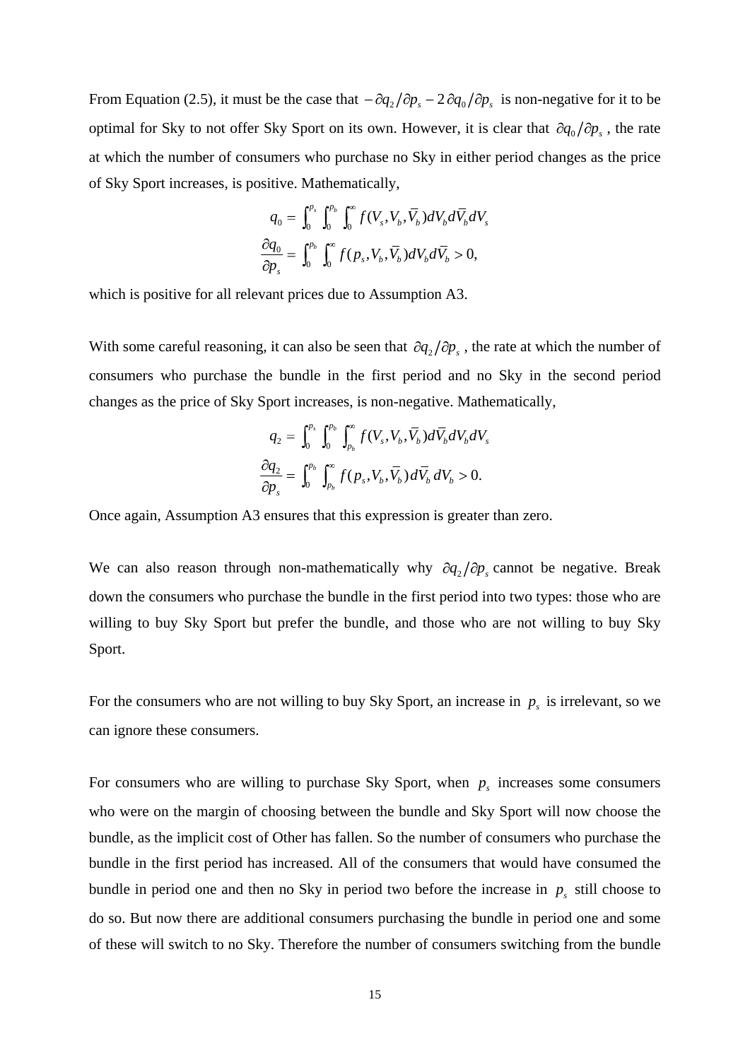From Equation (2.5), it must be the case that $-\partial q_2/\partial p_s - 2\,\partial q_0/\partial p_s$ is non-negative for it to be optimal for Sky to not offer Sky Sport on its own. However, it is clear that $\partial q_0/\partial p_s$, the rate at which the number of consumers who purchase no Sky in either period changes as the price of Sky Sport increases, is positive. Mathematically,

$$q_0 = \int_0^{p_s}\int_0^{p_b}\int_0^{\infty} f(V_s, V_b, \bar{V}_b)\,dV_b\,d\bar{V}_b\,dV_s$$

$$\frac{\partial q_0}{\partial p_s} = \int_0^{p_b}\int_0^{\infty} f(p_s, V_b, \bar{V}_b)\,dV_b\,d\bar{V}_b > 0,$$

which is positive for all relevant prices due to Assumption A3.

With some careful reasoning, it can also be seen that $\partial q_2/\partial p_s$, the rate at which the number of consumers who purchase the bundle in the first period and no Sky in the second period changes as the price of Sky Sport increases, is non-negative. Mathematically,

$$q_2 = \int_0^{p_s}\int_0^{p_b}\int_{p_b}^{\infty} f(V_s, V_b, \bar{V}_b)\,d\bar{V}_b\,dV_b\,dV_s$$

$$\frac{\partial q_2}{\partial p_s} = \int_0^{p_b}\int_{p_b}^{\infty} f(p_s, V_b, \bar{V}_b)\,d\bar{V}_b\,dV_b > 0.$$

Once again, Assumption A3 ensures that this expression is greater than zero.

We can also reason through non-mathematically why $\partial q_2/\partial p_s$ cannot be negative. Break down the consumers who purchase the bundle in the first period into two types: those who are willing to buy Sky Sport but prefer the bundle, and those who are not willing to buy Sky Sport.

For the consumers who are not willing to buy Sky Sport, an increase in $p_s$ is irrelevant, so we can ignore these consumers.

For consumers who are willing to purchase Sky Sport, when $p_s$ increases some consumers who were on the margin of choosing between the bundle and Sky Sport will now choose the bundle, as the implicit cost of Other has fallen. So the number of consumers who purchase the bundle in the first period has increased. All of the consumers that would have consumed the bundle in period one and then no Sky in period two before the increase in $p_s$ still choose to do so. But now there are additional consumers purchasing the bundle in period one and some of these will switch to no Sky. Therefore the number of consumers switching from the bundle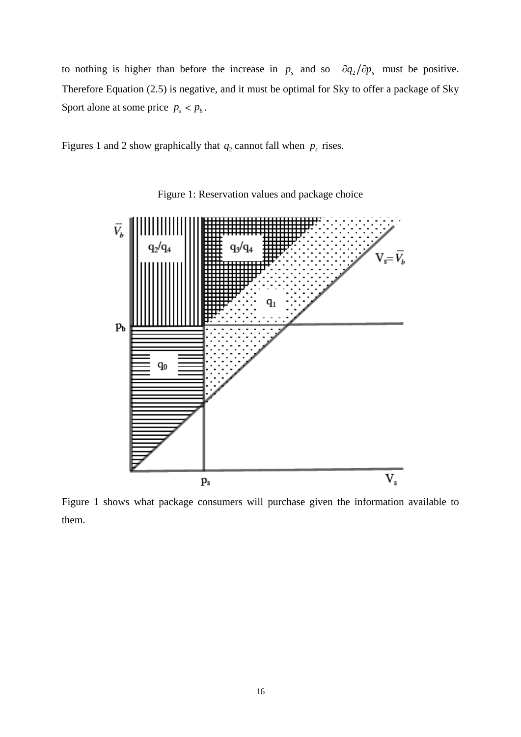to nothing is higher than before the increase in $p_s$ and so $\partial q_2 / \partial p_s$ must be positive. Therefore Equation (2.5) is negative, and it must be optimal for Sky to offer a package of Sky Sport alone at some price $p_s < p_b$.

Figures 1 and 2 show graphically that $q_2$ cannot fall when $p_s$ rises.

Figure 1: Reservation values and package choice

Figure 1 shows what package consumers will purchase given the information available to them.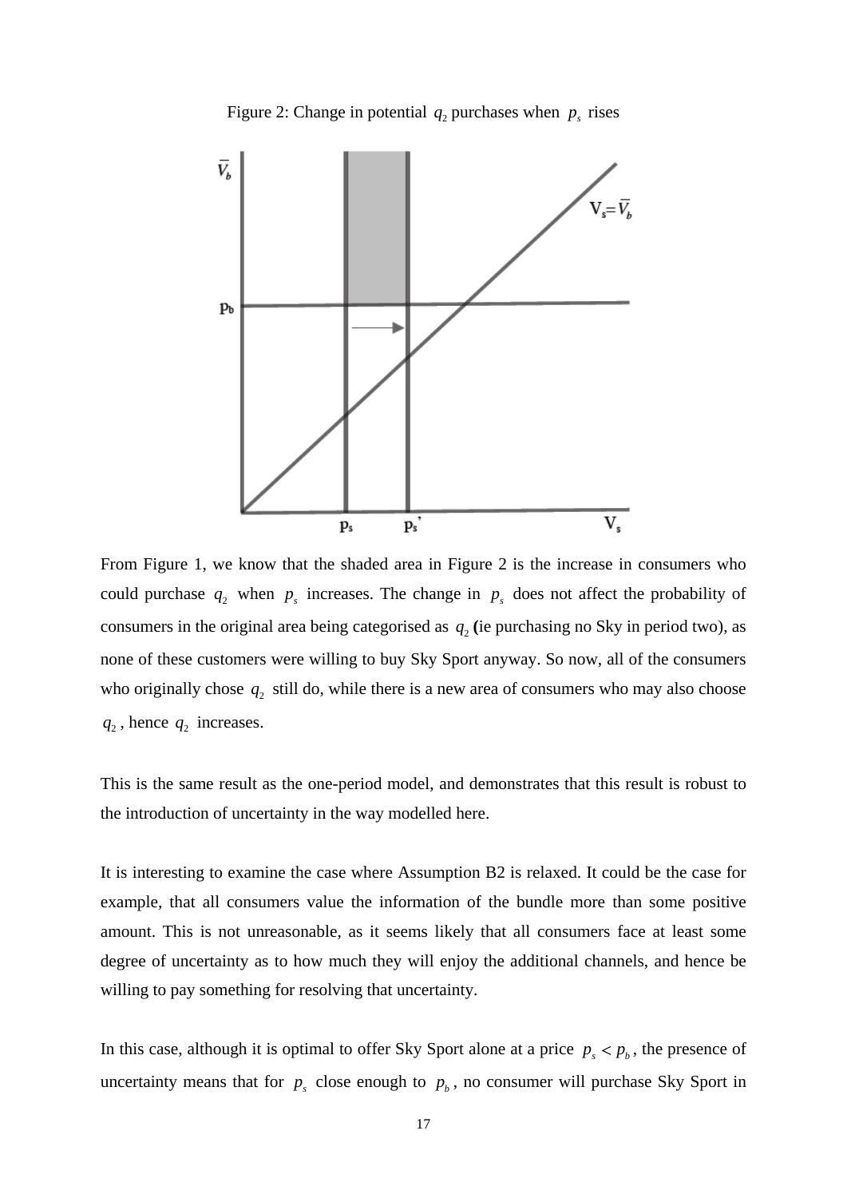Figure 2: Change in potential $q_2$ purchases when $p_s$ rises

From Figure 1, we know that the shaded area in Figure 2 is the increase in consumers who could purchase $q_2$ when $p_s$ increases. The change in $p_s$ does not affect the probability of consumers in the original area being categorised as $q_2$ **(**ie purchasing no Sky in period two), as none of these customers were willing to buy Sky Sport anyway. So now, all of the consumers who originally chose $q_2$ still do, while there is a new area of consumers who may also choose $q_2$, hence $q_2$ increases.

This is the same result as the one-period model, and demonstrates that this result is robust to the introduction of uncertainty in the way modelled here.

It is interesting to examine the case where Assumption B2 is relaxed. It could be the case for example, that all consumers value the information of the bundle more than some positive amount. This is not unreasonable, as it seems likely that all consumers face at least some degree of uncertainty as to how much they will enjoy the additional channels, and hence be willing to pay something for resolving that uncertainty.

In this case, although it is optimal to offer Sky Sport alone at a price $p_s < p_b$, the presence of uncertainty means that for $p_s$ close enough to $p_b$, no consumer will purchase Sky Sport in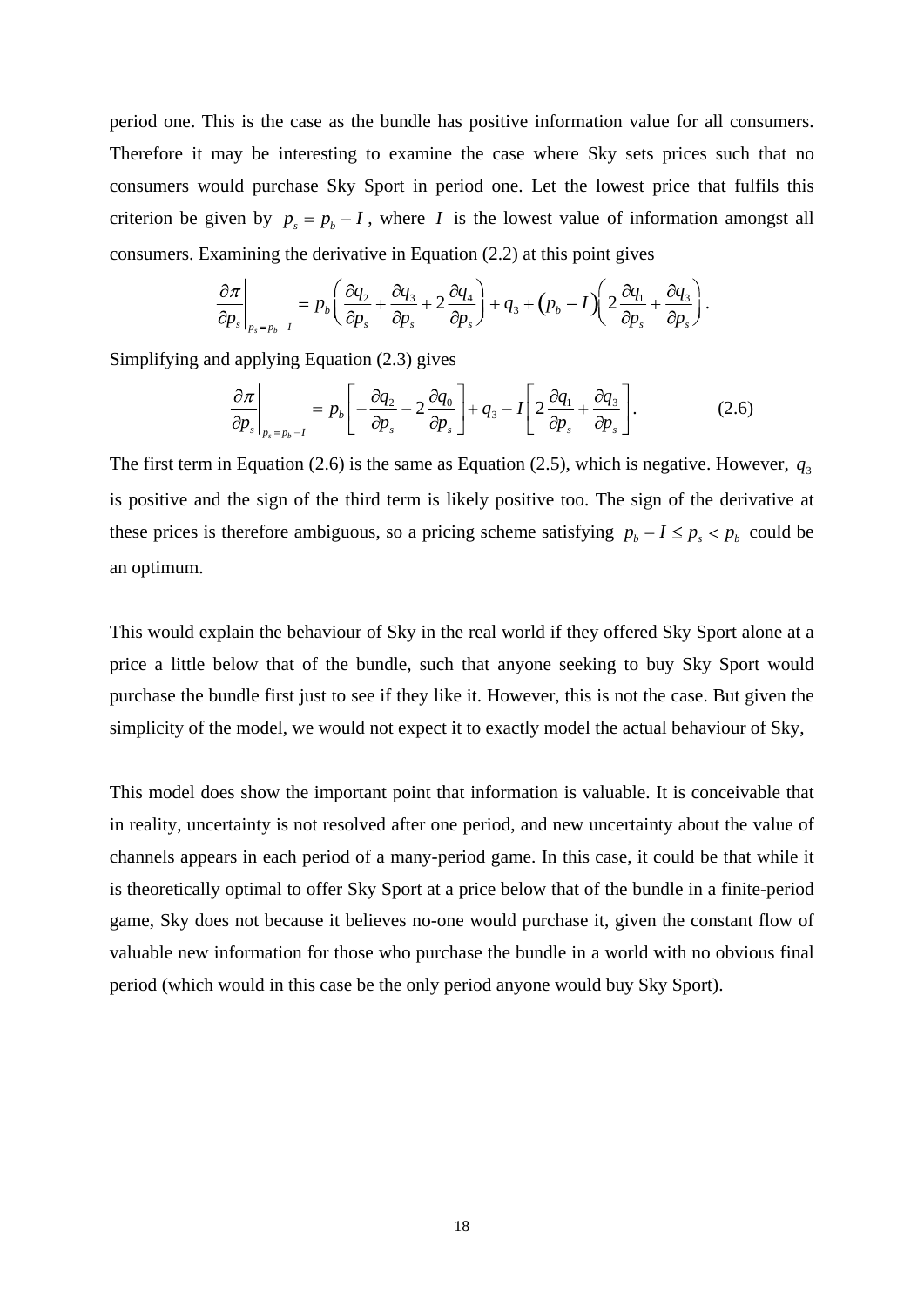period one. This is the case as the bundle has positive information value for all consumers. Therefore it may be interesting to examine the case where Sky sets prices such that no consumers would purchase Sky Sport in period one. Let the lowest price that fulfils this criterion be given by $p_s = p_b - I$, where $I$ is the lowest value of information amongst all consumers. Examining the derivative in Equation (2.2) at this point gives

$$\left.\frac{\partial \pi}{\partial p_s}\right|_{p_s = p_b - I} = p_b\left(\frac{\partial q_2}{\partial p_s} + \frac{\partial q_3}{\partial p_s} + 2\frac{\partial q_4}{\partial p_s}\right) + q_3 + \left(p_b - I\right)\left(2\frac{\partial q_1}{\partial p_s} + \frac{\partial q_3}{\partial p_s}\right).$$

Simplifying and applying Equation (2.3) gives

$$\left.\frac{\partial \pi}{\partial p_s}\right|_{p_s = p_b - I} = p_b\left[-\frac{\partial q_2}{\partial p_s} - 2\frac{\partial q_0}{\partial p_s}\right] + q_3 - I\left[2\frac{\partial q_1}{\partial p_s} + \frac{\partial q_3}{\partial p_s}\right]. \tag{2.6}$$

The first term in Equation (2.6) is the same as Equation (2.5), which is negative. However, $q_3$ is positive and the sign of the third term is likely positive too. The sign of the derivative at these prices is therefore ambiguous, so a pricing scheme satisfying $p_b - I \leq p_s < p_b$ could be an optimum.

This would explain the behaviour of Sky in the real world if they offered Sky Sport alone at a price a little below that of the bundle, such that anyone seeking to buy Sky Sport would purchase the bundle first just to see if they like it. However, this is not the case. But given the simplicity of the model, we would not expect it to exactly model the actual behaviour of Sky,

This model does show the important point that information is valuable. It is conceivable that in reality, uncertainty is not resolved after one period, and new uncertainty about the value of channels appears in each period of a many-period game. In this case, it could be that while it is theoretically optimal to offer Sky Sport at a price below that of the bundle in a finite-period game, Sky does not because it believes no-one would purchase it, given the constant flow of valuable new information for those who purchase the bundle in a world with no obvious final period (which would in this case be the only period anyone would buy Sky Sport).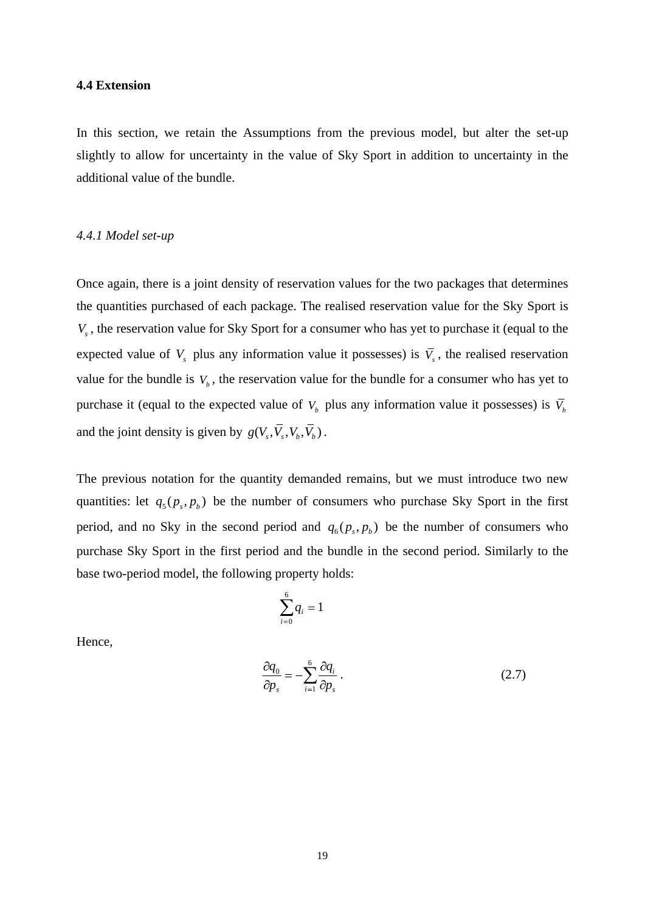## 4.4 Extension

In this section, we retain the Assumptions from the previous model, but alter the set-up slightly to allow for uncertainty in the value of Sky Sport in addition to uncertainty in the additional value of the bundle.

### *4.4.1 Model set-up*

Once again, there is a joint density of reservation values for the two packages that determines the quantities purchased of each package. The realised reservation value for the Sky Sport is $V_s$, the reservation value for Sky Sport for a consumer who has yet to purchase it (equal to the expected value of $V_s$ plus any information value it possesses) is $\bar{V}_s$, the realised reservation value for the bundle is $V_b$, the reservation value for the bundle for a consumer who has yet to purchase it (equal to the expected value of $V_b$ plus any information value it possesses) is $\bar{V}_b$ and the joint density is given by $g(V_s, \bar{V}_s, V_b, \bar{V}_b)$.

The previous notation for the quantity demanded remains, but we must introduce two new quantities: let $q_5(p_s, p_b)$ be the number of consumers who purchase Sky Sport in the first period, and no Sky in the second period and $q_6(p_s, p_b)$ be the number of consumers who purchase Sky Sport in the first period and the bundle in the second period. Similarly to the base two-period model, the following property holds:

$$\sum_{i=0}^{6} q_i = 1$$

Hence,

$$\frac{\partial q_0}{\partial p_s} = -\sum_{i=1}^{6} \frac{\partial q_i}{\partial p_s}. \tag{2.7}$$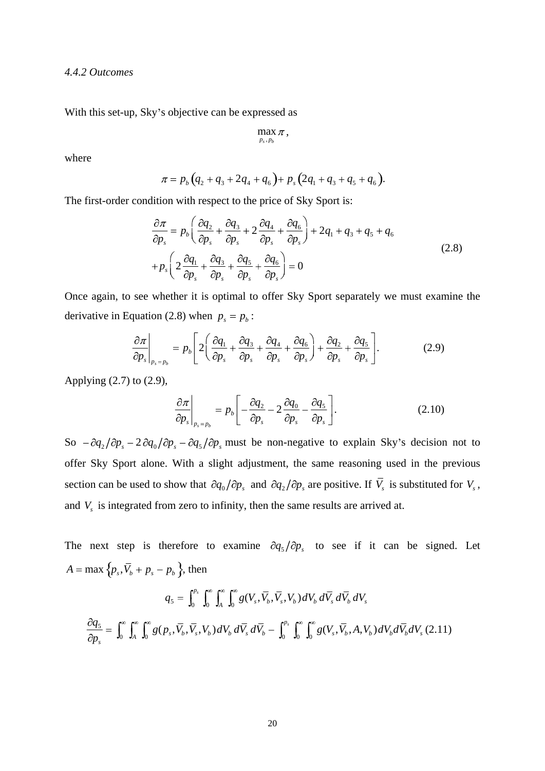*4.4.2 Outcomes*

With this set-up, Sky's objective can be expressed as

$$\max_{p_s, p_b} \pi ,$$

where

$$\pi = p_b \left(q_2 + q_3 + 2q_4 + q_6\right) + p_s \left(2q_1 + q_3 + q_5 + q_6\right).$$

The first-order condition with respect to the price of Sky Sport is:

$$\begin{aligned} \frac{\partial \pi}{\partial p_s} &= p_b \left( \frac{\partial q_2}{\partial p_s} + \frac{\partial q_3}{\partial p_s} + 2\frac{\partial q_4}{\partial p_s} + \frac{\partial q_6}{\partial p_s} \right) + 2q_1 + q_3 + q_5 + q_6 \\ &+ p_s \left( 2\frac{\partial q_1}{\partial p_s} + \frac{\partial q_3}{\partial p_s} + \frac{\partial q_5}{\partial p_s} + \frac{\partial q_6}{\partial p_s} \right) = 0 \end{aligned} \tag{2.8}$$

Once again, to see whether it is optimal to offer Sky Sport separately we must examine the derivative in Equation (2.8) when $p_s = p_b$:

$$\left.\frac{\partial \pi}{\partial p_s}\right|_{p_s = p_b} = p_b \left[ 2\left( \frac{\partial q_1}{\partial p_s} + \frac{\partial q_3}{\partial p_s} + \frac{\partial q_4}{\partial p_s} + \frac{\partial q_6}{\partial p_s} \right) + \frac{\partial q_2}{\partial p_s} + \frac{\partial q_5}{\partial p_s} \right]. \tag{2.9}$$

Applying (2.7) to (2.9),

$$\left.\frac{\partial \pi}{\partial p_s}\right|_{p_s = p_b} = p_b \left[ -\frac{\partial q_2}{\partial p_s} - 2\frac{\partial q_0}{\partial p_s} - \frac{\partial q_5}{\partial p_s} \right]. \tag{2.10}$$

So $-\partial q_2/\partial p_s - 2\,\partial q_0/\partial p_s - \partial q_5/\partial p_s$ must be non-negative to explain Sky's decision not to offer Sky Sport alone. With a slight adjustment, the same reasoning used in the previous section can be used to show that $\partial q_0/\partial p_s$ and $\partial q_2/\partial p_s$ are positive. If $\bar{V}_s$ is substituted for $V_s$, and $V_s$ is integrated from zero to infinity, then the same results are arrived at.

The next step is therefore to examine $\partial q_5/\partial p_s$ to see if it can be signed. Let $A = \max\left\{p_s, \bar{V}_b + p_s - p_b\right\}$, then

$$q_5 = \int_0^{p_s} \int_0^{\infty} \int_A^{\infty} \int_0^{\infty} g(V_s, \bar{V}_b, \bar{V}_s, V_b)\, dV_b\, d\bar{V}_s\, d\bar{V}_b\, dV_s$$

$$\frac{\partial q_5}{\partial p_s} = \int_0^{\infty} \int_A^{\infty} \int_0^{\infty} g(p_s, \bar{V}_b, \bar{V}_s, V_b)\, dV_b\, d\bar{V}_s\, d\bar{V}_b - \int_0^{p_s} \int_0^{\infty} \int_0^{\infty} g(V_s, \bar{V}_b, A, V_b)\, dV_b d\bar{V}_b dV_s \tag{2.11}$$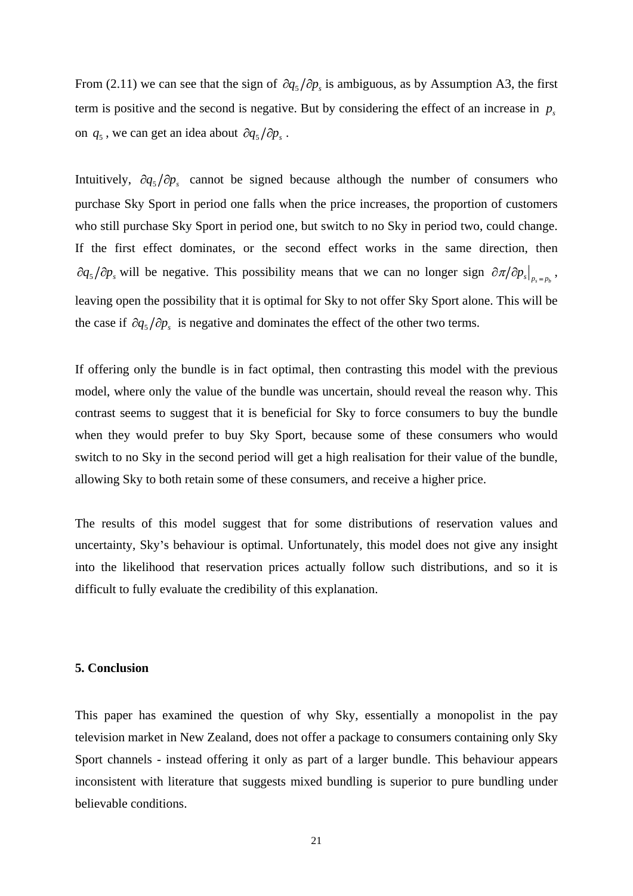From (2.11) we can see that the sign of $\partial q_5/\partial p_s$ is ambiguous, as by Assumption A3, the first term is positive and the second is negative. But by considering the effect of an increase in $p_s$ on $q_5$, we can get an idea about $\partial q_5/\partial p_s$.

Intuitively, $\partial q_5/\partial p_s$ cannot be signed because although the number of consumers who purchase Sky Sport in period one falls when the price increases, the proportion of customers who still purchase Sky Sport in period one, but switch to no Sky in period two, could change. If the first effect dominates, or the second effect works in the same direction, then $\partial q_5/\partial p_s$ will be negative. This possibility means that we can no longer sign $\partial \pi/\partial p_s\big|_{p_s=p_b}$, leaving open the possibility that it is optimal for Sky to not offer Sky Sport alone. This will be the case if $\partial q_5/\partial p_s$ is negative and dominates the effect of the other two terms.

If offering only the bundle is in fact optimal, then contrasting this model with the previous model, where only the value of the bundle was uncertain, should reveal the reason why. This contrast seems to suggest that it is beneficial for Sky to force consumers to buy the bundle when they would prefer to buy Sky Sport, because some of these consumers who would switch to no Sky in the second period will get a high realisation for their value of the bundle, allowing Sky to both retain some of these consumers, and receive a higher price.

The results of this model suggest that for some distributions of reservation values and uncertainty, Sky's behaviour is optimal. Unfortunately, this model does not give any insight into the likelihood that reservation prices actually follow such distributions, and so it is difficult to fully evaluate the credibility of this explanation.

## 5. Conclusion

This paper has examined the question of why Sky, essentially a monopolist in the pay television market in New Zealand, does not offer a package to consumers containing only Sky Sport channels - instead offering it only as part of a larger bundle. This behaviour appears inconsistent with literature that suggests mixed bundling is superior to pure bundling under believable conditions.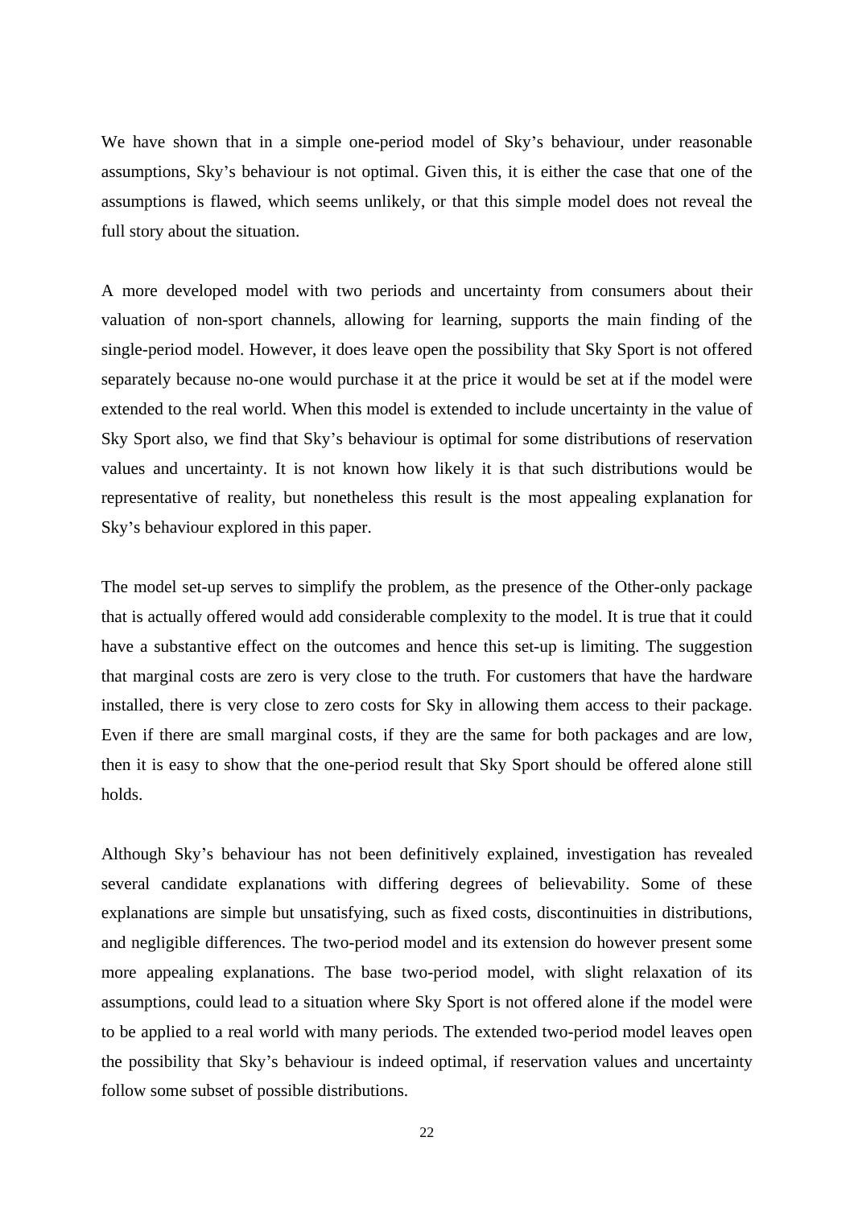We have shown that in a simple one-period model of Sky's behaviour, under reasonable assumptions, Sky's behaviour is not optimal. Given this, it is either the case that one of the assumptions is flawed, which seems unlikely, or that this simple model does not reveal the full story about the situation.

A more developed model with two periods and uncertainty from consumers about their valuation of non-sport channels, allowing for learning, supports the main finding of the single-period model. However, it does leave open the possibility that Sky Sport is not offered separately because no-one would purchase it at the price it would be set at if the model were extended to the real world. When this model is extended to include uncertainty in the value of Sky Sport also, we find that Sky's behaviour is optimal for some distributions of reservation values and uncertainty. It is not known how likely it is that such distributions would be representative of reality, but nonetheless this result is the most appealing explanation for Sky's behaviour explored in this paper.

The model set-up serves to simplify the problem, as the presence of the Other-only package that is actually offered would add considerable complexity to the model. It is true that it could have a substantive effect on the outcomes and hence this set-up is limiting. The suggestion that marginal costs are zero is very close to the truth. For customers that have the hardware installed, there is very close to zero costs for Sky in allowing them access to their package. Even if there are small marginal costs, if they are the same for both packages and are low, then it is easy to show that the one-period result that Sky Sport should be offered alone still holds.

Although Sky's behaviour has not been definitively explained, investigation has revealed several candidate explanations with differing degrees of believability. Some of these explanations are simple but unsatisfying, such as fixed costs, discontinuities in distributions, and negligible differences. The two-period model and its extension do however present some more appealing explanations. The base two-period model, with slight relaxation of its assumptions, could lead to a situation where Sky Sport is not offered alone if the model were to be applied to a real world with many periods. The extended two-period model leaves open the possibility that Sky's behaviour is indeed optimal, if reservation values and uncertainty follow some subset of possible distributions.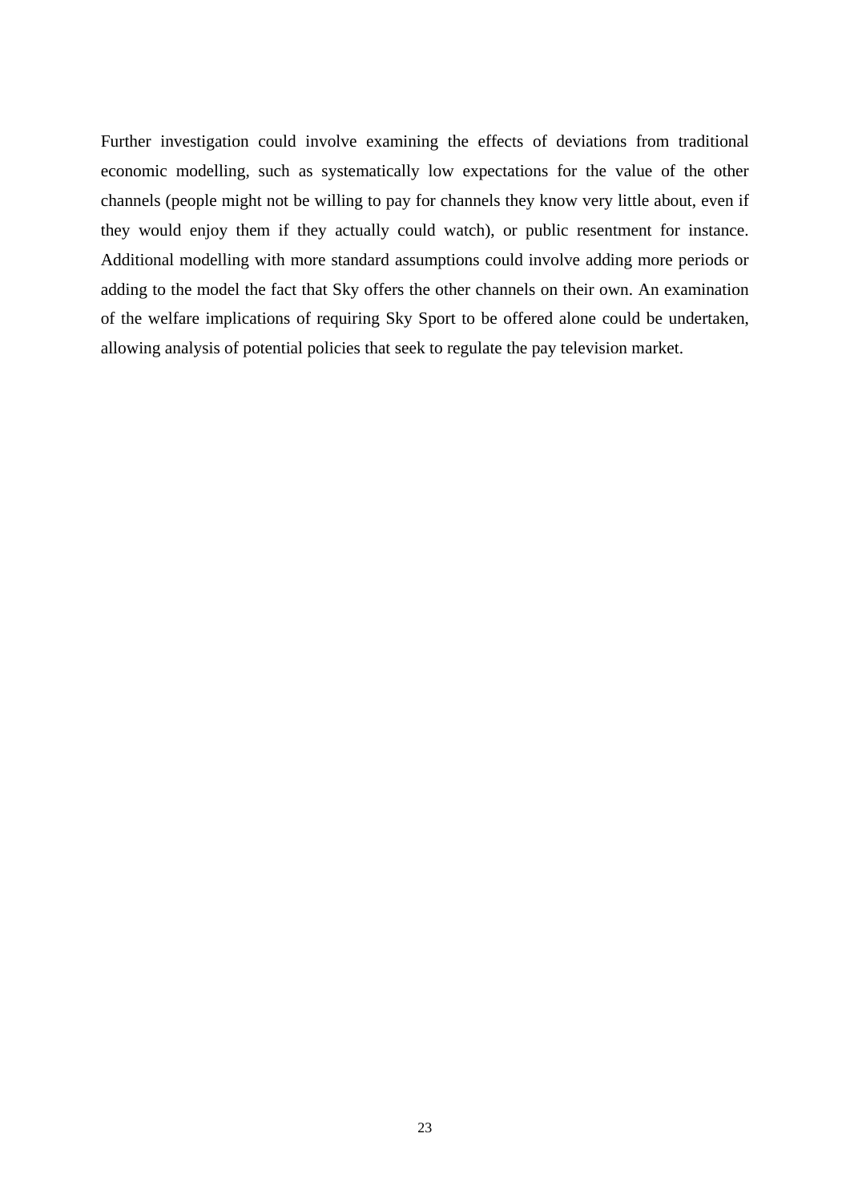Further investigation could involve examining the effects of deviations from traditional economic modelling, such as systematically low expectations for the value of the other channels (people might not be willing to pay for channels they know very little about, even if they would enjoy them if they actually could watch), or public resentment for instance. Additional modelling with more standard assumptions could involve adding more periods or adding to the model the fact that Sky offers the other channels on their own. An examination of the welfare implications of requiring Sky Sport to be offered alone could be undertaken, allowing analysis of potential policies that seek to regulate the pay television market.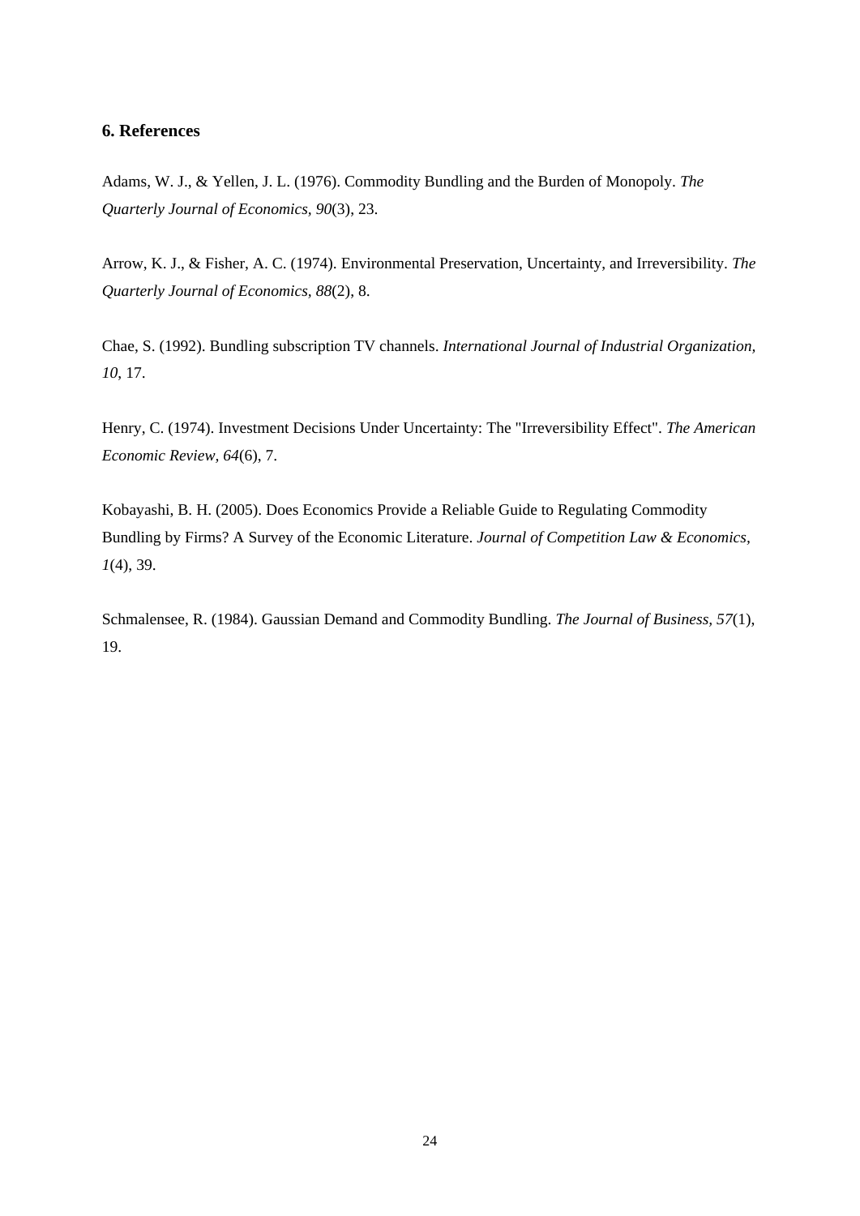## 6. References

Adams, W. J., & Yellen, J. L. (1976). Commodity Bundling and the Burden of Monopoly. *The Quarterly Journal of Economics*, *90*(3), 23.

Arrow, K. J., & Fisher, A. C. (1974). Environmental Preservation, Uncertainty, and Irreversibility. *The Quarterly Journal of Economics, 88*(2), 8.

Chae, S. (1992). Bundling subscription TV channels. *International Journal of Industrial Organization, 10*, 17.

Henry, C. (1974). Investment Decisions Under Uncertainty: The "Irreversibility Effect". *The American Economic Review, 64*(6), 7.

Kobayashi, B. H. (2005). Does Economics Provide a Reliable Guide to Regulating Commodity Bundling by Firms? A Survey of the Economic Literature. *Journal of Competition Law & Economics, 1*(4), 39.

Schmalensee, R. (1984). Gaussian Demand and Commodity Bundling. *The Journal of Business, 57*(1), 19.